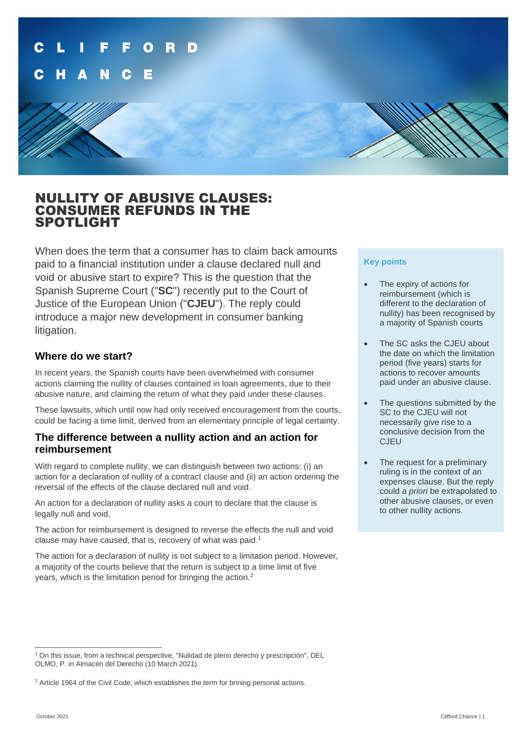# NULLITY OF ABUSIVE CLAUSES: CONSUMER REFUNDS IN THE SPOTLIGHT

When does the term that a consumer has to claim back amounts paid to a financial institution under a clause declared null and void or abusive start to expire? This is the question that the Spanish Supreme Court ("**SC**") recently put to the Court of Justice of the European Union ("**CJEU**"). The reply could introduce a major new development in consumer banking litigation.

### Key points

- The expiry of actions for reimbursement (which is different to the declaration of nullity) has been recognised by a majority of Spanish courts
- The SC asks the CJEU about the date on which the limitation period (five years) starts for actions to recover amounts paid under an abusive clause.
- The questions submitted by the SC to the CJEU will not necessarily give rise to a conclusive decision from the CJEU
- The request for a preliminary ruling is in the context of an expenses clause. But the reply could *a priori* be extrapolated to other abusive clauses, or even to other nullity actions.

## Where do we start?

In recent years, the Spanish courts have been overwhelmed with consumer actions claiming the nullity of clauses contained in loan agreements, due to their abusive nature, and claiming the return of what they paid under these clauses.

These lawsuits, which until now had only received encouragement from the courts, could be facing a time limit, derived from an elementary principle of legal certainty.

## The difference between a nullity action and an action for reimbursement

With regard to complete nullity, we can distinguish between two actions: (i) an action for a declaration of nullity of a contract clause and (ii) an action ordering the reversal of the effects of the clause declared null and void.

An action for a declaration of nullity asks a court to declare that the clause is legally null and void.

The action for reimbursement is designed to reverse the effects the null and void clause may have caused, that is, recovery of what was paid.[1]

The action for a declaration of nullity is not subject to a limitation period. However, a majority of the courts believe that the return is subject to a time limit of five years, which is the limitation period for bringing the action.[2]

---

[1] On this issue, from a technical perspective, "Nulidad de pleno derecho y prescripción", DEL OLMO, P. in Almacén del Derecho (10 March 2021).

[2] Article 1964 of the Civil Code, which establishes the term for brining personal actions.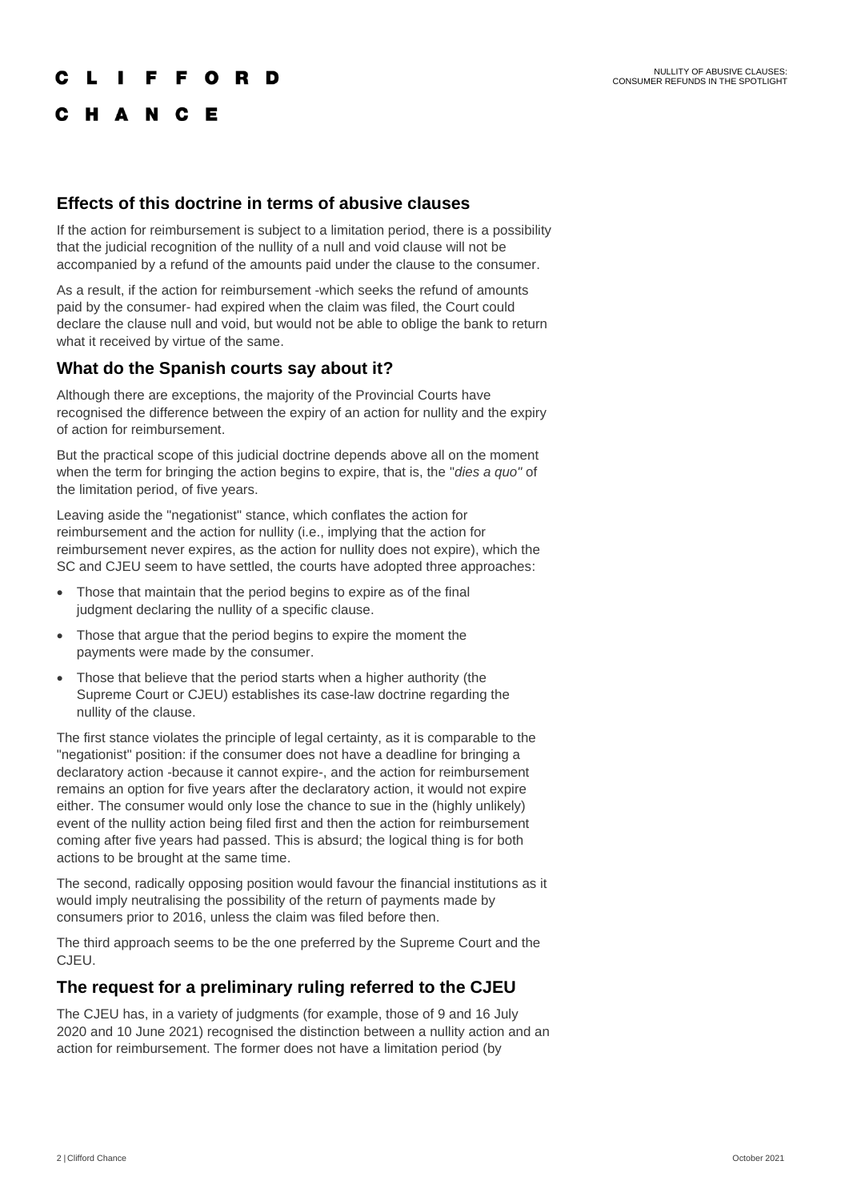## Effects of this doctrine in terms of abusive clauses

If the action for reimbursement is subject to a limitation period, there is a possibility that the judicial recognition of the nullity of a null and void clause will not be accompanied by a refund of the amounts paid under the clause to the consumer.

As a result, if the action for reimbursement -which seeks the refund of amounts paid by the consumer- had expired when the claim was filed, the Court could declare the clause null and void, but would not be able to oblige the bank to return what it received by virtue of the same.

## What do the Spanish courts say about it?

Although there are exceptions, the majority of the Provincial Courts have recognised the difference between the expiry of an action for nullity and the expiry of action for reimbursement.

But the practical scope of this judicial doctrine depends above all on the moment when the term for bringing the action begins to expire, that is, the "*dies a quo*" of the limitation period, of five years.

Leaving aside the "negationist" stance, which conflates the action for reimbursement and the action for nullity (i.e., implying that the action for reimbursement never expires, as the action for nullity does not expire), which the SC and CJEU seem to have settled, the courts have adopted three approaches:

- Those that maintain that the period begins to expire as of the final judgment declaring the nullity of a specific clause.
- Those that argue that the period begins to expire the moment the payments were made by the consumer.
- Those that believe that the period starts when a higher authority (the Supreme Court or CJEU) establishes its case-law doctrine regarding the nullity of the clause.

The first stance violates the principle of legal certainty, as it is comparable to the "negationist" position: if the consumer does not have a deadline for bringing a declaratory action -because it cannot expire-, and the action for reimbursement remains an option for five years after the declaratory action, it would not expire either. The consumer would only lose the chance to sue in the (highly unlikely) event of the nullity action being filed first and then the action for reimbursement coming after five years had passed. This is absurd; the logical thing is for both actions to be brought at the same time.

The second, radically opposing position would favour the financial institutions as it would imply neutralising the possibility of the return of payments made by consumers prior to 2016, unless the claim was filed before then.

The third approach seems to be the one preferred by the Supreme Court and the CJEU.

## The request for a preliminary ruling referred to the CJEU

The CJEU has, in a variety of judgments (for example, those of 9 and 16 July 2020 and 10 June 2021) recognised the distinction between a nullity action and an action for reimbursement. The former does not have a limitation period (by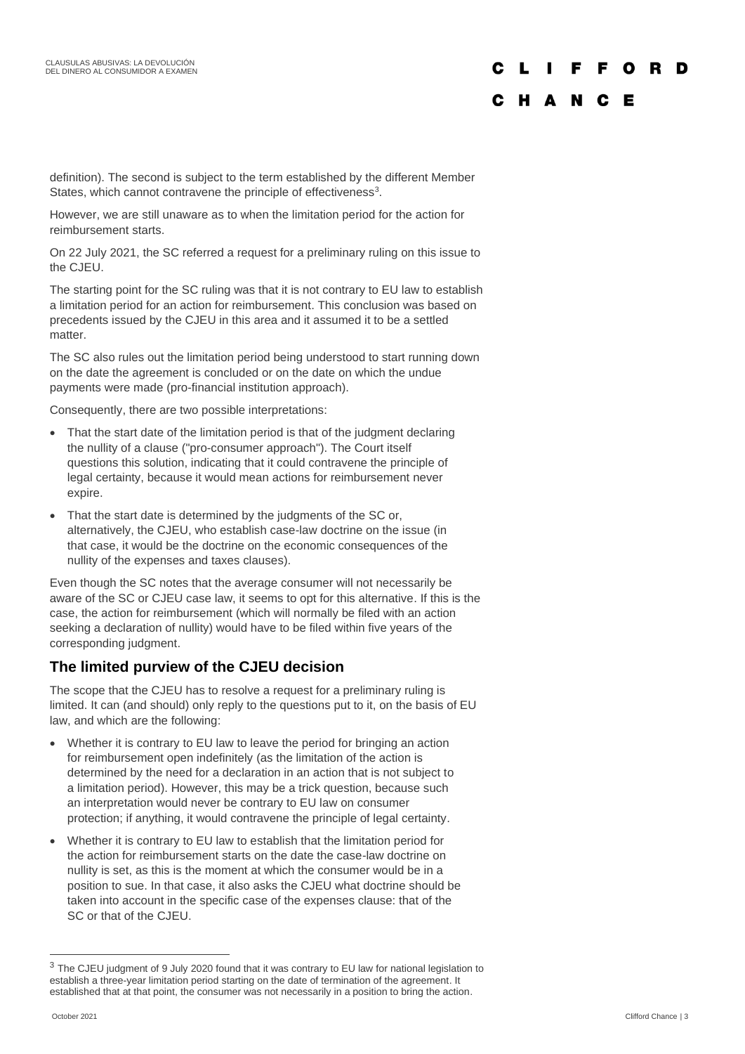definition). The second is subject to the term established by the different Member States, which cannot contravene the principle of effectiveness[3].

However, we are still unaware as to when the limitation period for the action for reimbursement starts.

On 22 July 2021, the SC referred a request for a preliminary ruling on this issue to the CJEU.

The starting point for the SC ruling was that it is not contrary to EU law to establish a limitation period for an action for reimbursement. This conclusion was based on precedents issued by the CJEU in this area and it assumed it to be a settled matter.

The SC also rules out the limitation period being understood to start running down on the date the agreement is concluded or on the date on which the undue payments were made (pro-financial institution approach).

Consequently, there are two possible interpretations:

- That the start date of the limitation period is that of the judgment declaring the nullity of a clause ("pro-consumer approach"). The Court itself questions this solution, indicating that it could contravene the principle of legal certainty, because it would mean actions for reimbursement never expire.
- That the start date is determined by the judgments of the SC or, alternatively, the CJEU, who establish case-law doctrine on the issue (in that case, it would be the doctrine on the economic consequences of the nullity of the expenses and taxes clauses).

Even though the SC notes that the average consumer will not necessarily be aware of the SC or CJEU case law, it seems to opt for this alternative. If this is the case, the action for reimbursement (which will normally be filed with an action seeking a declaration of nullity) would have to be filed within five years of the corresponding judgment.

## The limited purview of the CJEU decision

The scope that the CJEU has to resolve a request for a preliminary ruling is limited. It can (and should) only reply to the questions put to it, on the basis of EU law, and which are the following:

- Whether it is contrary to EU law to leave the period for bringing an action for reimbursement open indefinitely (as the limitation of the action is determined by the need for a declaration in an action that is not subject to a limitation period). However, this may be a trick question, because such an interpretation would never be contrary to EU law on consumer protection; if anything, it would contravene the principle of legal certainty.
- Whether it is contrary to EU law to establish that the limitation period for the action for reimbursement starts on the date the case-law doctrine on nullity is set, as this is the moment at which the consumer would be in a position to sue. In that case, it also asks the CJEU what doctrine should be taken into account in the specific case of the expenses clause: that of the SC or that of the CJEU.

[3] The CJEU judgment of 9 July 2020 found that it was contrary to EU law for national legislation to establish a three-year limitation period starting on the date of termination of the agreement. It established that at that point, the consumer was not necessarily in a position to bring the action.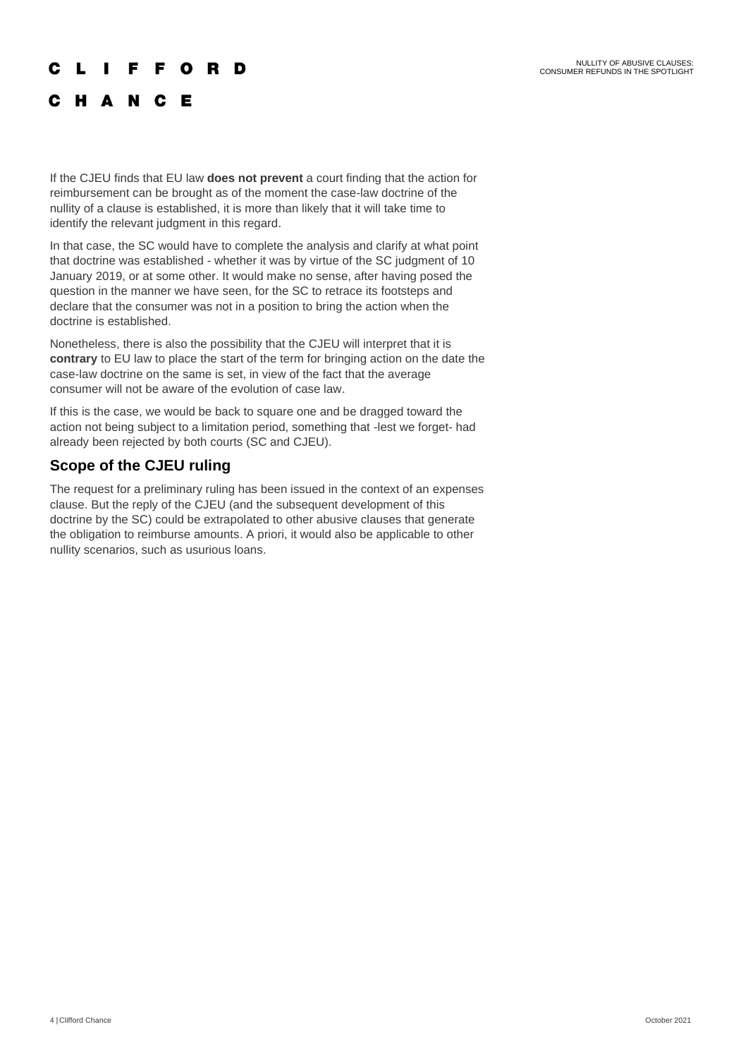If the CJEU finds that EU law **does not prevent** a court finding that the action for reimbursement can be brought as of the moment the case-law doctrine of the nullity of a clause is established, it is more than likely that it will take time to identify the relevant judgment in this regard.

In that case, the SC would have to complete the analysis and clarify at what point that doctrine was established - whether it was by virtue of the SC judgment of 10 January 2019, or at some other. It would make no sense, after having posed the question in the manner we have seen, for the SC to retrace its footsteps and declare that the consumer was not in a position to bring the action when the doctrine is established.

Nonetheless, there is also the possibility that the CJEU will interpret that it is **contrary** to EU law to place the start of the term for bringing action on the date the case-law doctrine on the same is set, in view of the fact that the average consumer will not be aware of the evolution of case law.

If this is the case, we would be back to square one and be dragged toward the action not being subject to a limitation period, something that -lest we forget- had already been rejected by both courts (SC and CJEU).

## Scope of the CJEU ruling

The request for a preliminary ruling has been issued in the context of an expenses clause. But the reply of the CJEU (and the subsequent development of this doctrine by the SC) could be extrapolated to other abusive clauses that generate the obligation to reimburse amounts. A priori, it would also be applicable to other nullity scenarios, such as usurious loans.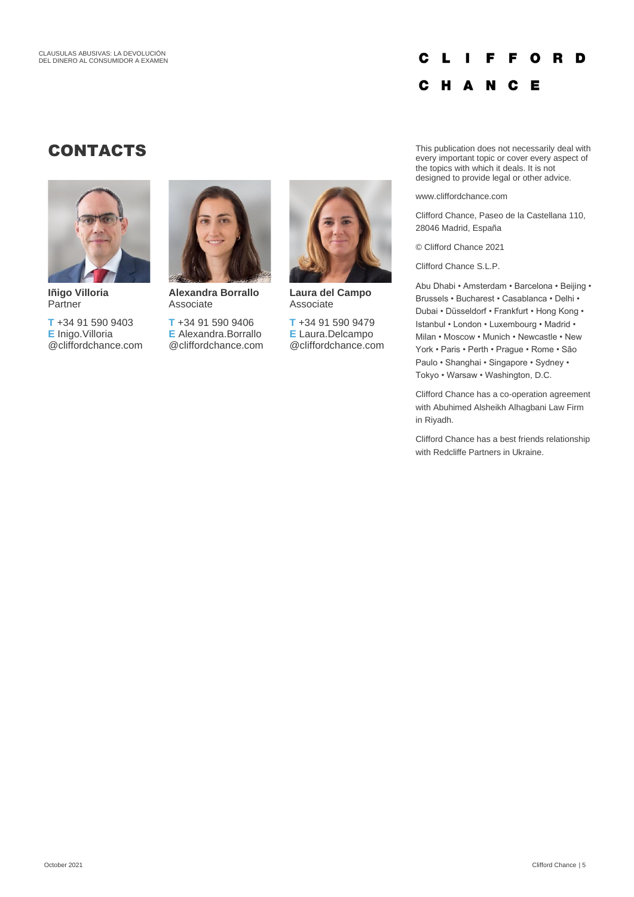## CONTACTS

**Iñigo Villoria**
Partner

**T** +34 91 590 9403
**E** Inigo.Villoria@cliffordchance.com

**Alexandra Borrallo**
Associate

**T** +34 91 590 9406
**E** Alexandra.Borrallo@cliffordchance.com

**Laura del Campo**
Associate

**T** +34 91 590 9479
**E** Laura.Delcampo@cliffordchance.com

This publication does not necessarily deal with every important topic or cover every aspect of the topics with which it deals. It is not designed to provide legal or other advice.

www.cliffordchance.com

Clifford Chance, Paseo de la Castellana 110, 28046 Madrid, España

© Clifford Chance 2021

Clifford Chance S.L.P.

Abu Dhabi • Amsterdam • Barcelona • Beijing • Brussels • Bucharest • Casablanca • Delhi • Dubai • Düsseldorf • Frankfurt • Hong Kong • Istanbul • London • Luxembourg • Madrid • Milan • Moscow • Munich • Newcastle • New York • Paris • Perth • Prague • Rome • São Paulo • Shanghai • Singapore • Sydney • Tokyo • Warsaw • Washington, D.C.

Clifford Chance has a co-operation agreement with Abuhimed Alsheikh Alhagbani Law Firm in Riyadh.

Clifford Chance has a best friends relationship with Redcliffe Partners in Ukraine.